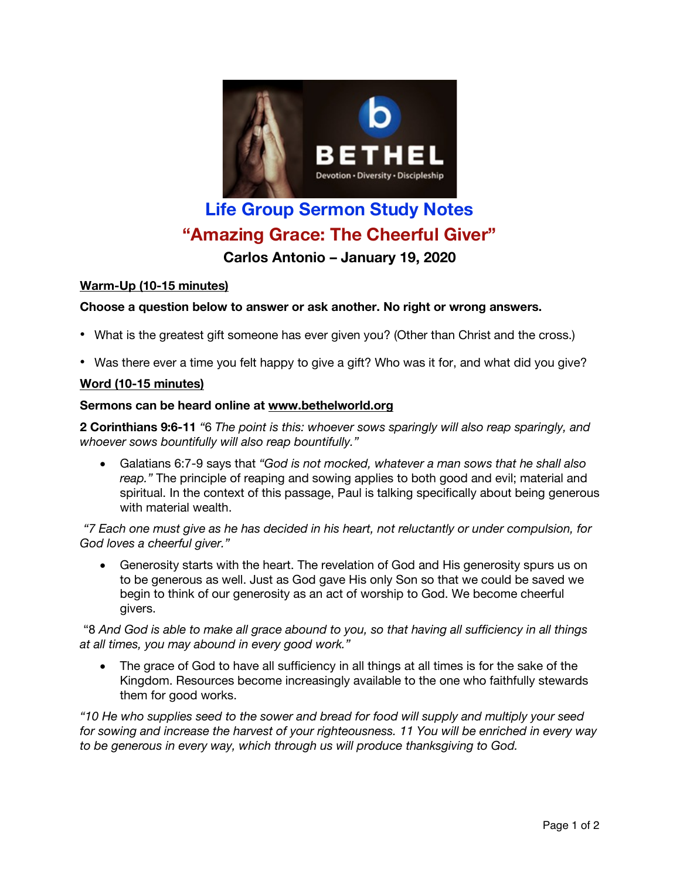# Life Group Sermon Study Notes

## "Amazing Grace: The Cheerful Giver"

### Carlos Antonio – January 19, 2020

**Warm-Up (10-15 minutes)**

**Choose a question below to answer or ask another. No right or wrong answers.**

- What is the greatest gift someone has ever given you? (Other than Christ and the cross.)
- Was there ever a time you felt happy to give a gift? Who was it for, and what did you give?

**Word (10-15 minutes)**

**Sermons can be heard online at www.bethelworld.org**

**2 Corinthians 9:6-11** *"6 The point is this: whoever sows sparingly will also reap sparingly, and whoever sows bountifully will also reap bountifully."*

- Galatians 6:7-9 says that *"God is not mocked, whatever a man sows that he shall also reap."* The principle of reaping and sowing applies to both good and evil; material and spiritual. In the context of this passage, Paul is talking specifically about being generous with material wealth.

*"7 Each one must give as he has decided in his heart, not reluctantly or under compulsion, for God loves a cheerful giver."*

- Generosity starts with the heart. The revelation of God and His generosity spurs us on to be generous as well. Just as God gave His only Son so that we could be saved we begin to think of our generosity as an act of worship to God. We become cheerful givers.

"8 *And God is able to make all grace abound to you, so that having all sufficiency in all things at all times, you may abound in every good work."*

- The grace of God to have all sufficiency in all things at all times is for the sake of the Kingdom. Resources become increasingly available to the one who faithfully stewards them for good works.

*"10 He who supplies seed to the sower and bread for food will supply and multiply your seed for sowing and increase the harvest of your righteousness. 11 You will be enriched in every way to be generous in every way, which through us will produce thanksgiving to God.*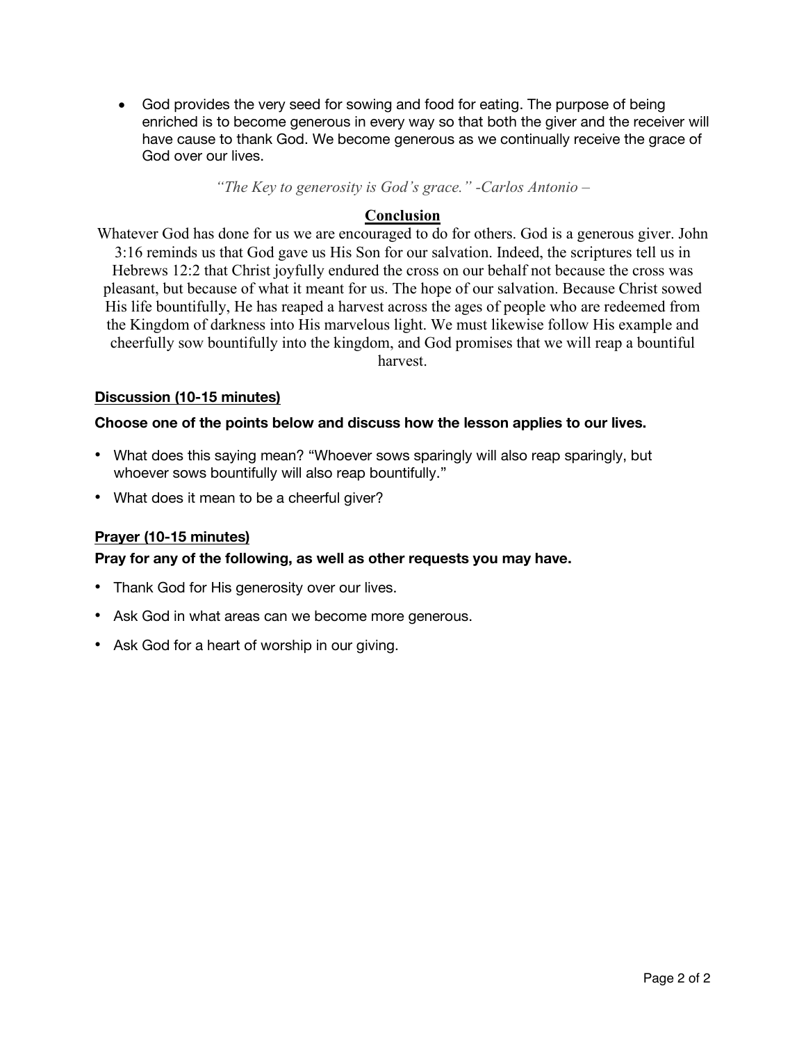- God provides the very seed for sowing and food for eating. The purpose of being enriched is to become generous in every way so that both the giver and the receiver will have cause to thank God. We become generous as we continually receive the grace of God over our lives.

*"The Key to generosity is God's grace." -Carlos Antonio –*

## Conclusion

Whatever God has done for us we are encouraged to do for others. God is a generous giver. John 3:16 reminds us that God gave us His Son for our salvation. Indeed, the scriptures tell us in Hebrews 12:2 that Christ joyfully endured the cross on our behalf not because the cross was pleasant, but because of what it meant for us. The hope of our salvation. Because Christ sowed His life bountifully, He has reaped a harvest across the ages of people who are redeemed from the Kingdom of darkness into His marvelous light. We must likewise follow His example and cheerfully sow bountifully into the kingdom, and God promises that we will reap a bountiful harvest.

### Discussion (10-15 minutes)

**Choose one of the points below and discuss how the lesson applies to our lives.**

- What does this saying mean? "Whoever sows sparingly will also reap sparingly, but whoever sows bountifully will also reap bountifully."
- What does it mean to be a cheerful giver?

### Prayer (10-15 minutes)

**Pray for any of the following, as well as other requests you may have.**

- Thank God for His generosity over our lives.
- Ask God in what areas can we become more generous.
- Ask God for a heart of worship in our giving.